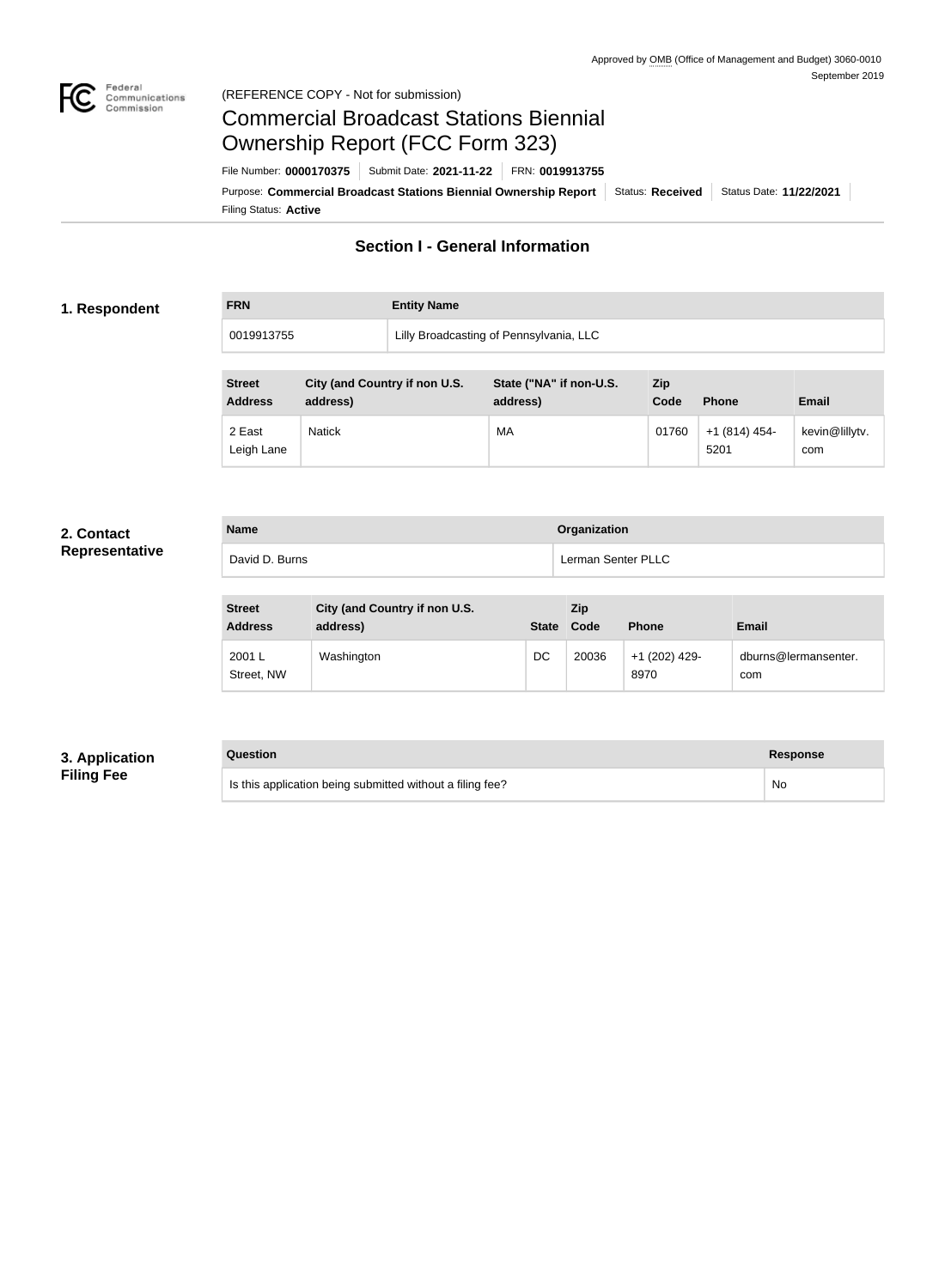Approved by OMB (Office of Management and Budget) 3060-0010
September 2019

(REFERENCE COPY - Not for submission)

# Commercial Broadcast Stations Biennial Ownership Report (FCC Form 323)

File Number: **0000170375** | Submit Date: **2021-11-22** | FRN: **0019913755**

Purpose: **Commercial Broadcast Stations Biennial Ownership Report** | Status: **Received** | Status Date: **11/22/2021**

Filing Status: **Active**

## Section I - General Information

### 1. Respondent

| FRN | Entity Name |
|---|---|
| 0019913755 | Lilly Broadcasting of Pennsylvania, LLC |

| Street Address | City (and Country if non U.S. address) | State ("NA" if non-U.S. address) | Zip Code | Phone | Email |
|---|---|---|---|---|---|
| 2 East Leigh Lane | Natick | MA | 01760 | +1 (814) 454-5201 | kevin@lillytv.com |

### 2. Contact Representative

| Name | Organization |
|---|---|
| David D. Burns | Lerman Senter PLLC |

| Street Address | City (and Country if non U.S. address) | State | Zip Code | Phone | Email |
|---|---|---|---|---|---|
| 2001 L Street, NW | Washington | DC | 20036 | +1 (202) 429-8970 | dburns@lermansenter.com |

### 3. Application Filing Fee

| Question | Response |
|---|---|
| Is this application being submitted without a filing fee? | No |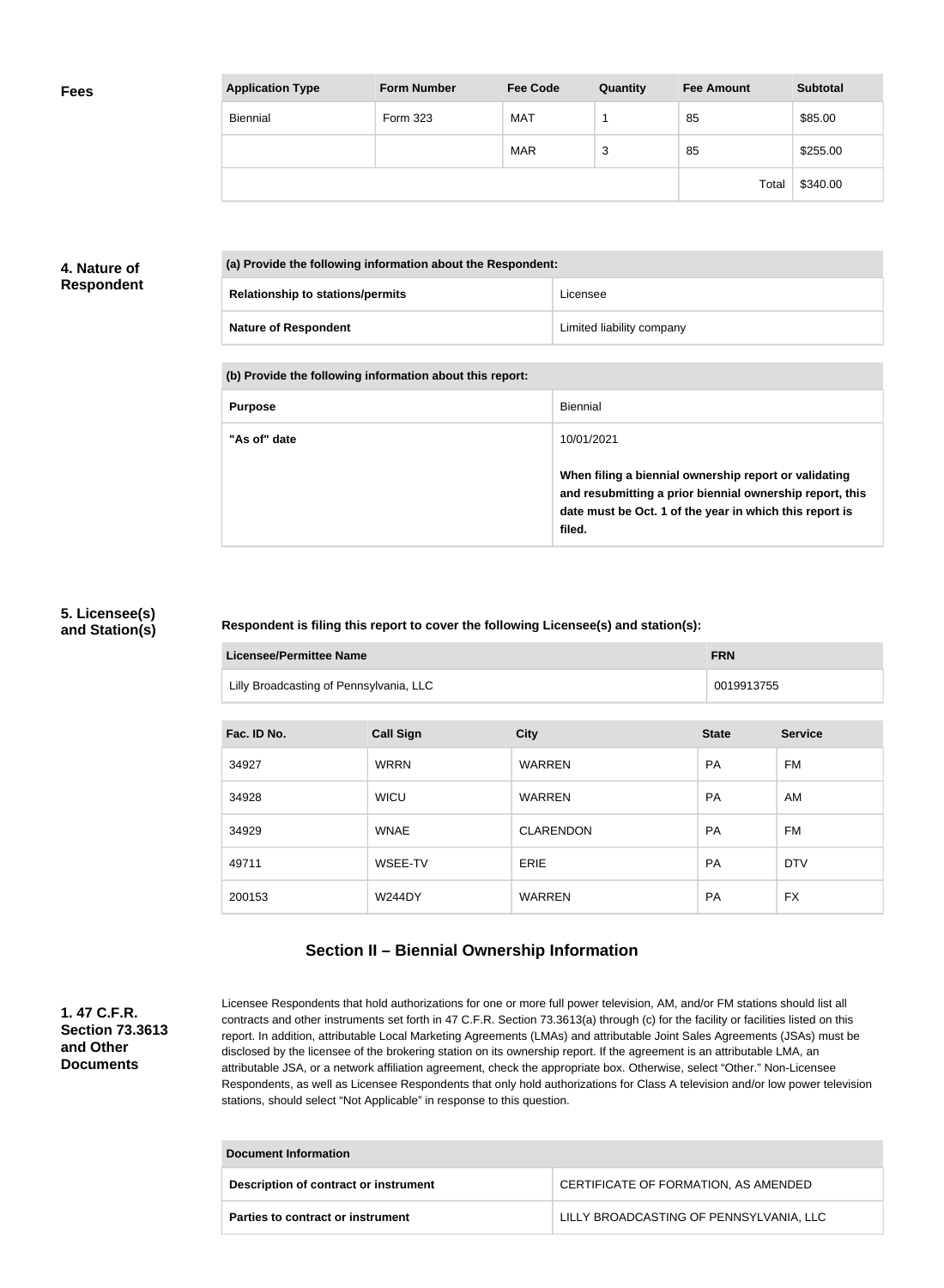**Fees**

| Application Type | Form Number | Fee Code | Quantity | Fee Amount | Subtotal |
|---|---|---|---|---|---|
| Biennial | Form 323 | MAT | 1 | 85 | $85.00 |
| | | MAR | 3 | 85 | $255.00 |
| | | | | Total | $340.00 |

**4. Nature of Respondent**

| (a) Provide the following information about the Respondent: | |
|---|---|
| **Relationship to stations/permits** | Licensee |
| **Nature of Respondent** | Limited liability company |

| (b) Provide the following information about this report: | |
|---|---|
| **Purpose** | Biennial |
| **"As of" date** | 10/01/2021<br><br>**When filing a biennial ownership report or validating and resubmitting a prior biennial ownership report, this date must be Oct. 1 of the year in which this report is filed.** |

**5. Licensee(s) and Station(s)**

**Respondent is filing this report to cover the following Licensee(s) and station(s):**

| Licensee/Permittee Name | FRN |
|---|---|
| Lilly Broadcasting of Pennsylvania, LLC | 0019913755 |

| Fac. ID No. | Call Sign | City | State | Service |
|---|---|---|---|---|
| 34927 | WRRN | WARREN | PA | FM |
| 34928 | WICU | WARREN | PA | AM |
| 34929 | WNAE | CLARENDON | PA | FM |
| 49711 | WSEE-TV | ERIE | PA | DTV |
| 200153 | W244DY | WARREN | PA | FX |

## Section II – Biennial Ownership Information

**1. 47 C.F.R. Section 73.3613 and Other Documents**

Licensee Respondents that hold authorizations for one or more full power television, AM, and/or FM stations should list all contracts and other instruments set forth in 47 C.F.R. Section 73.3613(a) through (c) for the facility or facilities listed on this report. In addition, attributable Local Marketing Agreements (LMAs) and attributable Joint Sales Agreements (JSAs) must be disclosed by the licensee of the brokering station on its ownership report. If the agreement is an attributable LMA, an attributable JSA, or a network affiliation agreement, check the appropriate box. Otherwise, select "Other." Non-Licensee Respondents, as well as Licensee Respondents that only hold authorizations for Class A television and/or low power television stations, should select "Not Applicable" in response to this question.

| Document Information | |
|---|---|
| **Description of contract or instrument** | CERTIFICATE OF FORMATION, AS AMENDED |
| **Parties to contract or instrument** | LILLY BROADCASTING OF PENNSYLVANIA, LLC |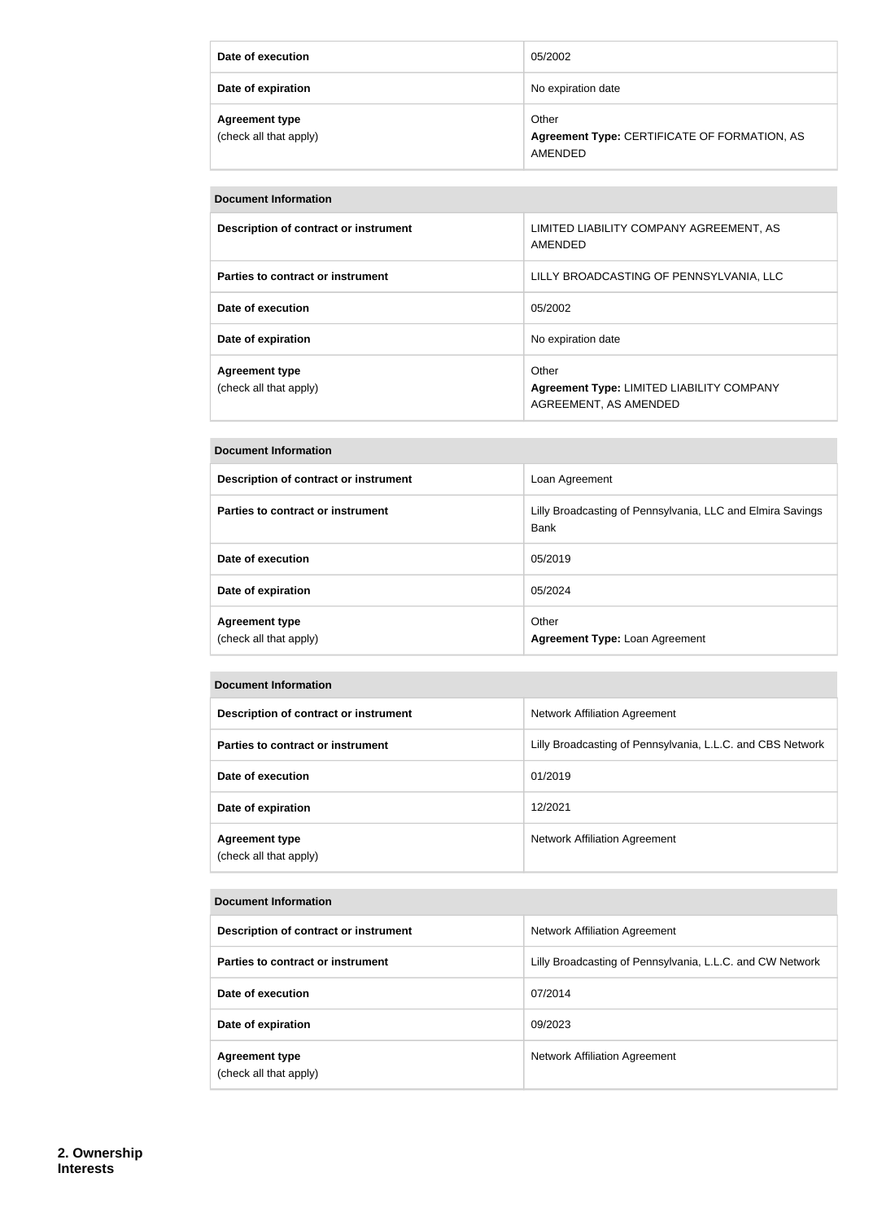| | |
|---|---|
| **Date of execution** | 05/2002 |
| **Date of expiration** | No expiration date |
| **Agreement type** (check all that apply) | Other **Agreement Type:** CERTIFICATE OF FORMATION, AS AMENDED |

| **Document Information** | |
|---|---|
| **Description of contract or instrument** | LIMITED LIABILITY COMPANY AGREEMENT, AS AMENDED |
| **Parties to contract or instrument** | LILLY BROADCASTING OF PENNSYLVANIA, LLC |
| **Date of execution** | 05/2002 |
| **Date of expiration** | No expiration date |
| **Agreement type** (check all that apply) | Other **Agreement Type:** LIMITED LIABILITY COMPANY AGREEMENT, AS AMENDED |

| **Document Information** | |
|---|---|
| **Description of contract or instrument** | Loan Agreement |
| **Parties to contract or instrument** | Lilly Broadcasting of Pennsylvania, LLC and Elmira Savings Bank |
| **Date of execution** | 05/2019 |
| **Date of expiration** | 05/2024 |
| **Agreement type** (check all that apply) | Other **Agreement Type:** Loan Agreement |

| **Document Information** | |
|---|---|
| **Description of contract or instrument** | Network Affiliation Agreement |
| **Parties to contract or instrument** | Lilly Broadcasting of Pennsylvania, L.L.C. and CBS Network |
| **Date of execution** | 01/2019 |
| **Date of expiration** | 12/2021 |
| **Agreement type** (check all that apply) | Network Affiliation Agreement |

| **Document Information** | |
|---|---|
| **Description of contract or instrument** | Network Affiliation Agreement |
| **Parties to contract or instrument** | Lilly Broadcasting of Pennsylvania, L.L.C. and CW Network |
| **Date of execution** | 07/2014 |
| **Date of expiration** | 09/2023 |
| **Agreement type** (check all that apply) | Network Affiliation Agreement |

**2. Ownership Interests**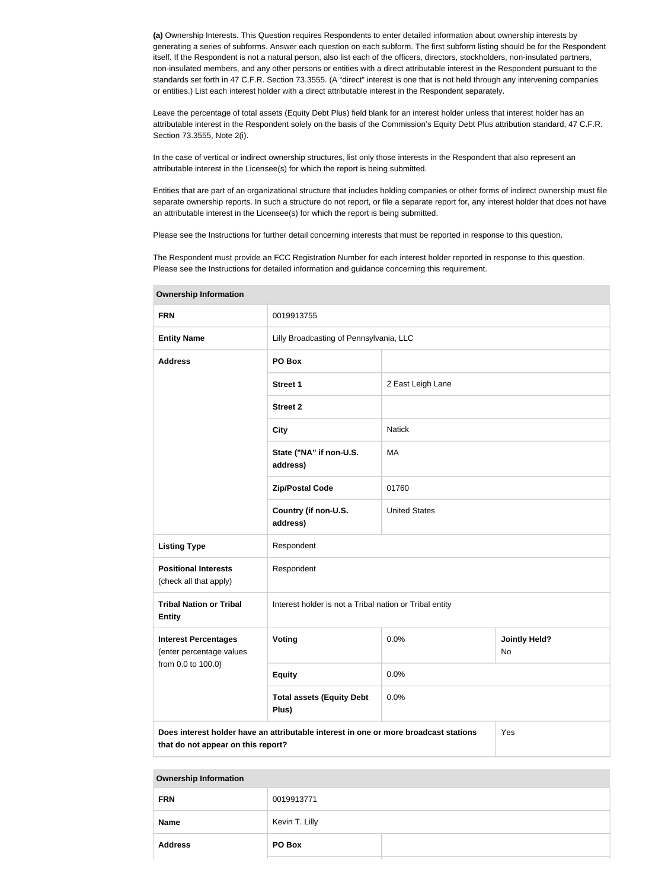**(a)** Ownership Interests. This Question requires Respondents to enter detailed information about ownership interests by generating a series of subforms. Answer each question on each subform. The first subform listing should be for the Respondent itself. If the Respondent is not a natural person, also list each of the officers, directors, stockholders, non-insulated partners, non-insulated members, and any other persons or entities with a direct attributable interest in the Respondent pursuant to the standards set forth in 47 C.F.R. Section 73.3555. (A "direct" interest is one that is not held through any intervening companies or entities.) List each interest holder with a direct attributable interest in the Respondent separately.

Leave the percentage of total assets (Equity Debt Plus) field blank for an interest holder unless that interest holder has an attributable interest in the Respondent solely on the basis of the Commission's Equity Debt Plus attribution standard, 47 C.F.R. Section 73.3555, Note 2(i).

In the case of vertical or indirect ownership structures, list only those interests in the Respondent that also represent an attributable interest in the Licensee(s) for which the report is being submitted.

Entities that are part of an organizational structure that includes holding companies or other forms of indirect ownership must file separate ownership reports. In such a structure do not report, or file a separate report for, any interest holder that does not have an attributable interest in the Licensee(s) for which the report is being submitted.

Please see the Instructions for further detail concerning interests that must be reported in response to this question.

The Respondent must provide an FCC Registration Number for each interest holder reported in response to this question. Please see the Instructions for detailed information and guidance concerning this requirement.

| Ownership Information | | | |
|---|---|---|---|
| **FRN** | 0019913755 | | |
| **Entity Name** | Lilly Broadcasting of Pennsylvania, LLC | | |
| **Address** | **PO Box** | | |
| | **Street 1** | 2 East Leigh Lane | |
| | **Street 2** | | |
| | **City** | Natick | |
| | **State ("NA" if non-U.S. address)** | MA | |
| | **Zip/Postal Code** | 01760 | |
| | **Country (if non-U.S. address)** | United States | |
| **Listing Type** | Respondent | | |
| **Positional Interests** (check all that apply) | Respondent | | |
| **Tribal Nation or Tribal Entity** | Interest holder is not a Tribal nation or Tribal entity | | |
| **Interest Percentages** (enter percentage values from 0.0 to 100.0) | **Voting** | 0.0% | **Jointly Held?** No |
| | **Equity** | 0.0% | |
| | **Total assets (Equity Debt Plus)** | 0.0% | |
| **Does interest holder have an attributable interest in one or more broadcast stations that do not appear on this report?** | | | Yes |

| Ownership Information | | |
|---|---|---|
| **FRN** | 0019913771 | |
| **Name** | Kevin T. Lilly | |
| **Address** | **PO Box** | |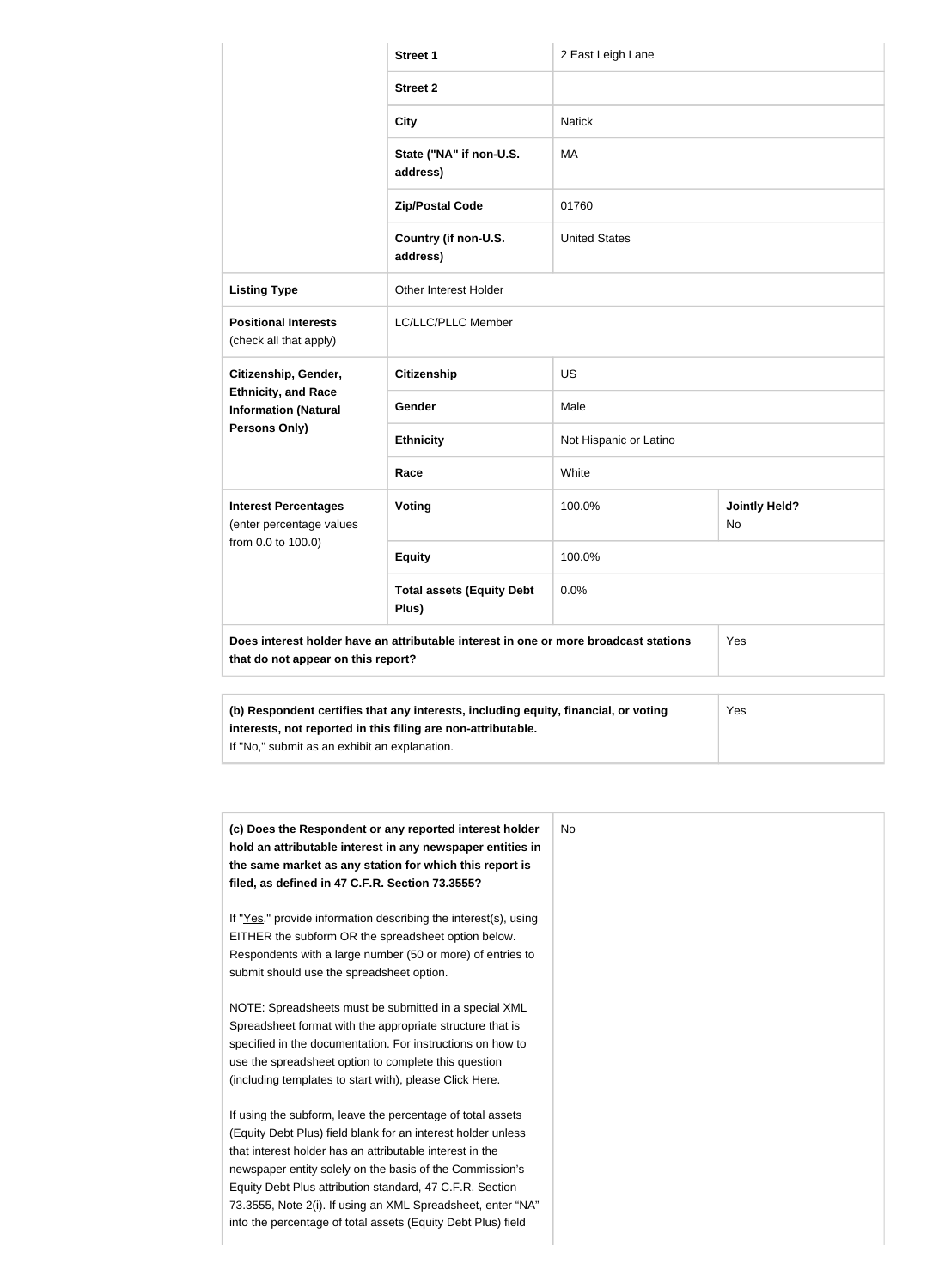| | | | |
|---|---|---|---|
| | **Street 1** | 2 East Leigh Lane | |
| | **Street 2** | | |
| | **City** | Natick | |
| | **State ("NA" if non-U.S. address)** | MA | |
| | **Zip/Postal Code** | 01760 | |
| | **Country (if non-U.S. address)** | United States | |
| **Listing Type** | Other Interest Holder | | |
| **Positional Interests** (check all that apply) | LC/LLC/PLLC Member | | |
| **Citizenship, Gender, Ethnicity, and Race Information (Natural Persons Only)** | **Citizenship** | US | |
| | **Gender** | Male | |
| | **Ethnicity** | Not Hispanic or Latino | |
| | **Race** | White | |
| **Interest Percentages** (enter percentage values from 0.0 to 100.0) | **Voting** | 100.0% | **Jointly Held?** No |
| | **Equity** | 100.0% | |
| | **Total assets (Equity Debt Plus)** | 0.0% | |
| **Does interest holder have an attributable interest in one or more broadcast stations that do not appear on this report?** | | | Yes |

| | |
|---|---|
| **(b) Respondent certifies that any interests, including equity, financial, or voting interests, not reported in this filing are non-attributable.** If "No," submit as an exhibit an explanation. | Yes |

| | |
|---|---|
| **(c) Does the Respondent or any reported interest holder hold an attributable interest in any newspaper entities in the same market as any station for which this report is filed, as defined in 47 C.F.R. Section 73.3555?**<br><br>If "Yes," provide information describing the interest(s), using EITHER the subform OR the spreadsheet option below. Respondents with a large number (50 or more) of entries to submit should use the spreadsheet option.<br><br>NOTE: Spreadsheets must be submitted in a special XML Spreadsheet format with the appropriate structure that is specified in the documentation. For instructions on how to use the spreadsheet option to complete this question (including templates to start with), please Click Here.<br><br>If using the subform, leave the percentage of total assets (Equity Debt Plus) field blank for an interest holder unless that interest holder has an attributable interest in the newspaper entity solely on the basis of the Commission's Equity Debt Plus attribution standard, 47 C.F.R. Section 73.3555, Note 2(i). If using an XML Spreadsheet, enter "NA" into the percentage of total assets (Equity Debt Plus) field | No |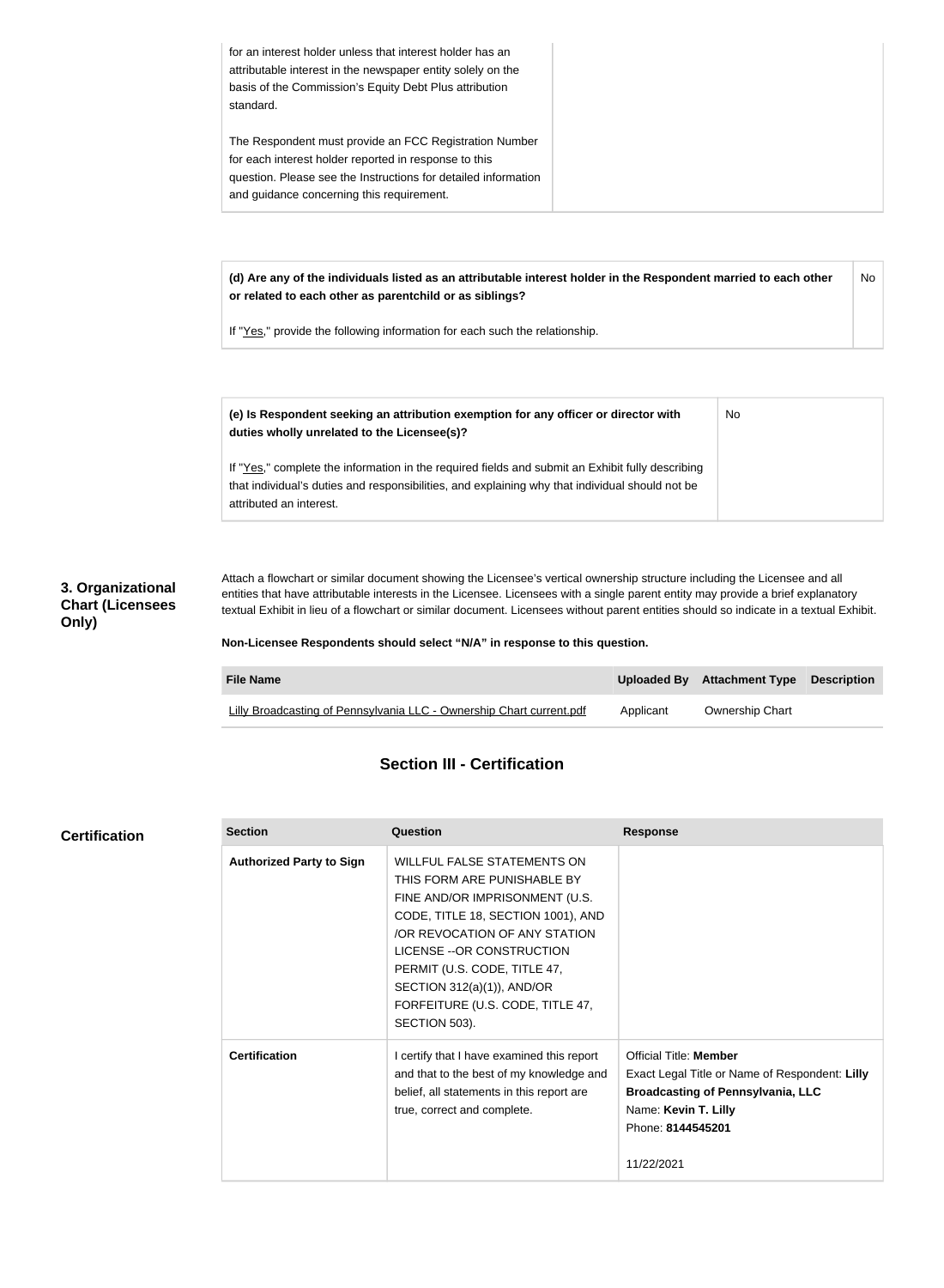| | |
|---|---|
| for an interest holder unless that interest holder has an attributable interest in the newspaper entity solely on the basis of the Commission's Equity Debt Plus attribution standard.<br><br>The Respondent must provide an FCC Registration Number for each interest holder reported in response to this question. Please see the Instructions for detailed information and guidance concerning this requirement. | |

| | |
|---|---|
| **(d) Are any of the individuals listed as an attributable interest holder in the Respondent married to each other or related to each other as parentchild or as siblings?**<br><br>If "Yes," provide the following information for each such the relationship. | No |

| | |
|---|---|
| **(e) Is Respondent seeking an attribution exemption for any officer or director with duties wholly unrelated to the Licensee(s)?**<br><br>If "Yes," complete the information in the required fields and submit an Exhibit fully describing that individual's duties and responsibilities, and explaining why that individual should not be attributed an interest. | No |

**3. Organizational Chart (Licensees Only)**

Attach a flowchart or similar document showing the Licensee's vertical ownership structure including the Licensee and all entities that have attributable interests in the Licensee. Licensees with a single parent entity may provide a brief explanatory textual Exhibit in lieu of a flowchart or similar document. Licensees without parent entities should so indicate in a textual Exhibit.

**Non-Licensee Respondents should select "N/A" in response to this question.**

| File Name | Uploaded By | Attachment Type | Description |
|---|---|---|---|
| Lilly Broadcasting of Pennsylvania LLC - Ownership Chart current.pdf | Applicant | Ownership Chart | |

## Section III - Certification

**Certification**

| Section | Question | Response |
|---|---|---|
| **Authorized Party to Sign** | WILLFUL FALSE STATEMENTS ON THIS FORM ARE PUNISHABLE BY FINE AND/OR IMPRISONMENT (U.S. CODE, TITLE 18, SECTION 1001), AND /OR REVOCATION OF ANY STATION LICENSE --OR CONSTRUCTION PERMIT (U.S. CODE, TITLE 47, SECTION 312(a)(1)), AND/OR FORFEITURE (U.S. CODE, TITLE 47, SECTION 503). | |
| **Certification** | I certify that I have examined this report and that to the best of my knowledge and belief, all statements in this report are true, correct and complete. | Official Title: **Member**<br>Exact Legal Title or Name of Respondent: **Lilly Broadcasting of Pennsylvania, LLC**<br>Name: **Kevin T. Lilly**<br>Phone: **8144545201**<br><br>11/22/2021 |